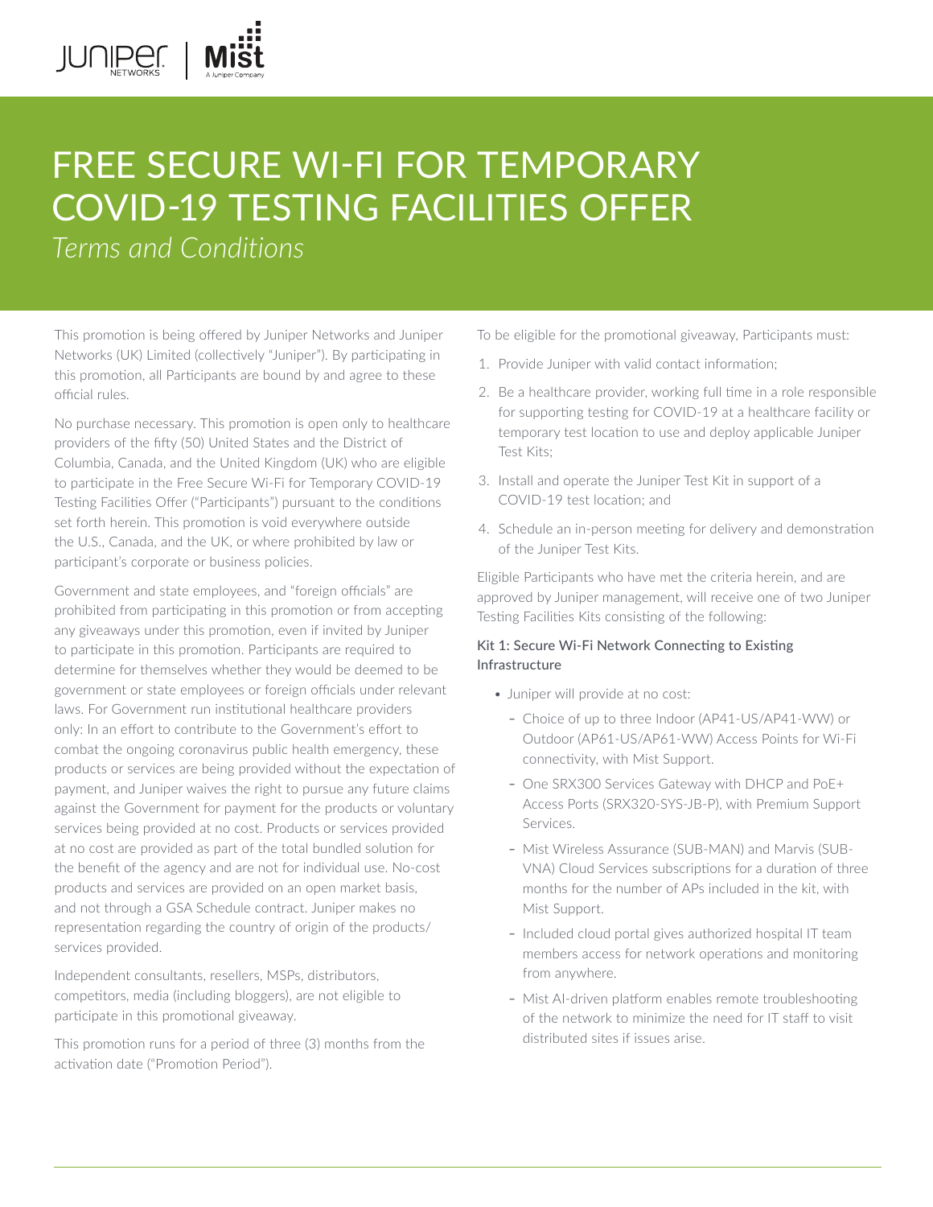# FREE SECURE WI-FI FOR TEMPORARY COVID-19 TESTING FACILITIES OFFER

*Terms and Conditions*

This promotion is being offered by Juniper Networks and Juniper Networks (UK) Limited (collectively "Juniper"). By participating in this promotion, all Participants are bound by and agree to these official rules.

No purchase necessary. This promotion is open only to healthcare providers of the fifty (50) United States and the District of Columbia, Canada, and the United Kingdom (UK) who are eligible to participate in the Free Secure Wi-Fi for Temporary COVID-19 Testing Facilities Offer ("Participants") pursuant to the conditions set forth herein. This promotion is void everywhere outside the U.S., Canada, and the UK, or where prohibited by law or participant's corporate or business policies.

Government and state employees, and "foreign officials" are prohibited from participating in this promotion or from accepting any giveaways under this promotion, even if invited by Juniper to participate in this promotion. Participants are required to determine for themselves whether they would be deemed to be government or state employees or foreign officials under relevant laws. For Government run institutional healthcare providers only: In an effort to contribute to the Government's effort to combat the ongoing coronavirus public health emergency, these products or services are being provided without the expectation of payment, and Juniper waives the right to pursue any future claims against the Government for payment for the products or voluntary services being provided at no cost. Products or services provided at no cost are provided as part of the total bundled solution for the benefit of the agency and are not for individual use. No-cost products and services are provided on an open market basis, and not through a GSA Schedule contract. Juniper makes no representation regarding the country of origin of the products/services provided.

Independent consultants, resellers, MSPs, distributors, competitors, media (including bloggers), are not eligible to participate in this promotional giveaway.

This promotion runs for a period of three (3) months from the activation date ("Promotion Period").

To be eligible for the promotional giveaway, Participants must:

1. Provide Juniper with valid contact information;
2. Be a healthcare provider, working full time in a role responsible for supporting testing for COVID-19 at a healthcare facility or temporary test location to use and deploy applicable Juniper Test Kits;
3. Install and operate the Juniper Test Kit in support of a COVID-19 test location; and
4. Schedule an in-person meeting for delivery and demonstration of the Juniper Test Kits.

Eligible Participants who have met the criteria herein, and are approved by Juniper management, will receive one of two Juniper Testing Facilities Kits consisting of the following:

### Kit 1: Secure Wi-Fi Network Connecting to Existing Infrastructure

- Juniper will provide at no cost:
  - Choice of up to three Indoor (AP41-US/AP41-WW) or Outdoor (AP61-US/AP61-WW) Access Points for Wi-Fi connectivity, with Mist Support.
  - One SRX300 Services Gateway with DHCP and PoE+ Access Ports (SRX320-SYS-JB-P), with Premium Support Services.
  - Mist Wireless Assurance (SUB-MAN) and Marvis (SUB-VNA) Cloud Services subscriptions for a duration of three months for the number of APs included in the kit, with Mist Support.
  - Included cloud portal gives authorized hospital IT team members access for network operations and monitoring from anywhere.
  - Mist AI-driven platform enables remote troubleshooting of the network to minimize the need for IT staff to visit distributed sites if issues arise.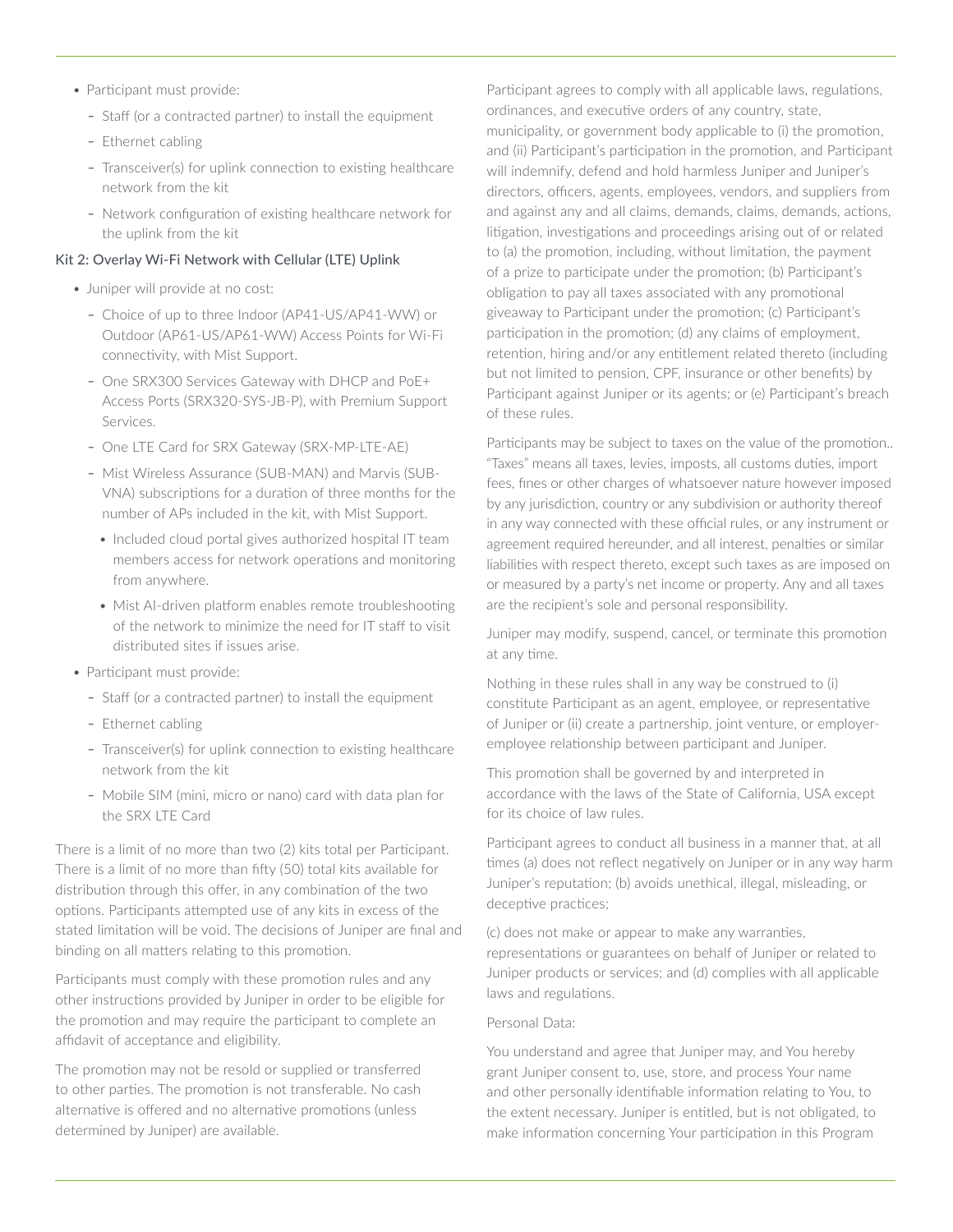- Participant must provide:
  - Staff (or a contracted partner) to install the equipment
  - Ethernet cabling
  - Transceiver(s) for uplink connection to existing healthcare network from the kit
  - Network configuration of existing healthcare network for the uplink from the kit

**Kit 2: Overlay Wi-Fi Network with Cellular (LTE) Uplink**

- Juniper will provide at no cost:
  - Choice of up to three Indoor (AP41-US/AP41-WW) or Outdoor (AP61-US/AP61-WW) Access Points for Wi-Fi connectivity, with Mist Support.
  - One SRX300 Services Gateway with DHCP and PoE+ Access Ports (SRX320-SYS-JB-P), with Premium Support Services.
  - One LTE Card for SRX Gateway (SRX-MP-LTE-AE)
  - Mist Wireless Assurance (SUB-MAN) and Marvis (SUB-VNA) subscriptions for a duration of three months for the number of APs included in the kit, with Mist Support.
    - Included cloud portal gives authorized hospital IT team members access for network operations and monitoring from anywhere.
    - Mist AI-driven platform enables remote troubleshooting of the network to minimize the need for IT staff to visit distributed sites if issues arise.
- Participant must provide:
  - Staff (or a contracted partner) to install the equipment
  - Ethernet cabling
  - Transceiver(s) for uplink connection to existing healthcare network from the kit
  - Mobile SIM (mini, micro or nano) card with data plan for the SRX LTE Card

There is a limit of no more than two (2) kits total per Participant. There is a limit of no more than fifty (50) total kits available for distribution through this offer, in any combination of the two options. Participants attempted use of any kits in excess of the stated limitation will be void. The decisions of Juniper are final and binding on all matters relating to this promotion.

Participants must comply with these promotion rules and any other instructions provided by Juniper in order to be eligible for the promotion and may require the participant to complete an affidavit of acceptance and eligibility.

The promotion may not be resold or supplied or transferred to other parties. The promotion is not transferable. No cash alternative is offered and no alternative promotions (unless determined by Juniper) are available.

Participant agrees to comply with all applicable laws, regulations, ordinances, and executive orders of any country, state, municipality, or government body applicable to (i) the promotion, and (ii) Participant's participation in the promotion, and Participant will indemnify, defend and hold harmless Juniper and Juniper's directors, officers, agents, employees, vendors, and suppliers from and against any and all claims, demands, claims, demands, actions, litigation, investigations and proceedings arising out of or related to (a) the promotion, including, without limitation, the payment of a prize to participate under the promotion; (b) Participant's obligation to pay all taxes associated with any promotional giveaway to Participant under the promotion; (c) Participant's participation in the promotion; (d) any claims of employment, retention, hiring and/or any entitlement related thereto (including but not limited to pension, CPF, insurance or other benefits) by Participant against Juniper or its agents; or (e) Participant's breach of these rules.

Participants may be subject to taxes on the value of the promotion.. "Taxes" means all taxes, levies, imposts, all customs duties, import fees, fines or other charges of whatsoever nature however imposed by any jurisdiction, country or any subdivision or authority thereof in any way connected with these official rules, or any instrument or agreement required hereunder, and all interest, penalties or similar liabilities with respect thereto, except such taxes as are imposed on or measured by a party's net income or property. Any and all taxes are the recipient's sole and personal responsibility.

Juniper may modify, suspend, cancel, or terminate this promotion at any time.

Nothing in these rules shall in any way be construed to (i) constitute Participant as an agent, employee, or representative of Juniper or (ii) create a partnership, joint venture, or employer-employee relationship between participant and Juniper.

This promotion shall be governed by and interpreted in accordance with the laws of the State of California, USA except for its choice of law rules.

Participant agrees to conduct all business in a manner that, at all times (a) does not reflect negatively on Juniper or in any way harm Juniper's reputation; (b) avoids unethical, illegal, misleading, or deceptive practices;

(c) does not make or appear to make any warranties, representations or guarantees on behalf of Juniper or related to Juniper products or services; and (d) complies with all applicable laws and regulations.

Personal Data:

You understand and agree that Juniper may, and You hereby grant Juniper consent to, use, store, and process Your name and other personally identifiable information relating to You, to the extent necessary. Juniper is entitled, but is not obligated, to make information concerning Your participation in this Program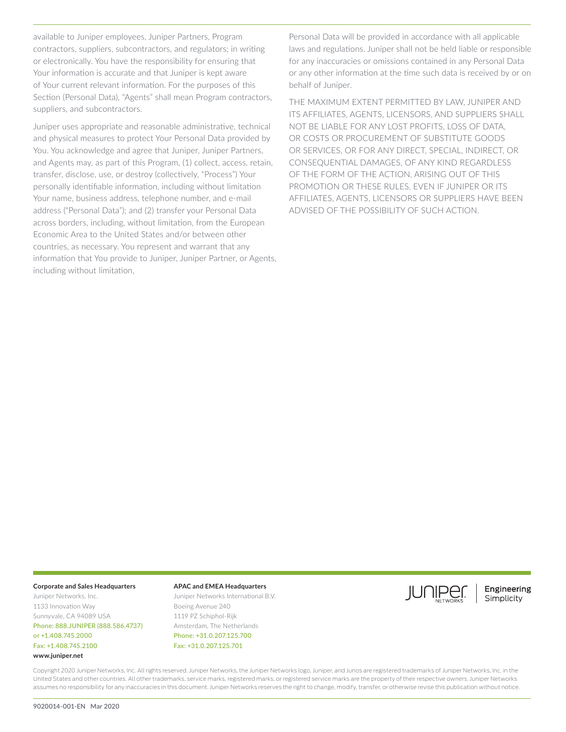available to Juniper employees, Juniper Partners, Program contractors, suppliers, subcontractors, and regulators; in writing or electronically. You have the responsibility for ensuring that Your information is accurate and that Juniper is kept aware of Your current relevant information. For the purposes of this Section (Personal Data), "Agents" shall mean Program contractors, suppliers, and subcontractors.

Juniper uses appropriate and reasonable administrative, technical and physical measures to protect Your Personal Data provided by You. You acknowledge and agree that Juniper, Juniper Partners, and Agents may, as part of this Program, (1) collect, access, retain, transfer, disclose, use, or destroy (collectively, "Process") Your personally identifiable information, including without limitation Your name, business address, telephone number, and e-mail address ("Personal Data"); and (2) transfer your Personal Data across borders, including, without limitation, from the European Economic Area to the United States and/or between other countries, as necessary. You represent and warrant that any information that You provide to Juniper, Juniper Partner, or Agents, including without limitation, Personal Data will be provided in accordance with all applicable laws and regulations. Juniper shall not be held liable or responsible for any inaccuracies or omissions contained in any Personal Data or any other information at the time such data is received by or on behalf of Juniper.

THE MAXIMUM EXTENT PERMITTED BY LAW, JUNIPER AND ITS AFFILIATES, AGENTS, LICENSORS, AND SUPPLIERS SHALL NOT BE LIABLE FOR ANY LOST PROFITS, LOSS OF DATA, OR COSTS OR PROCUREMENT OF SUBSTITUTE GOODS OR SERVICES, OR FOR ANY DIRECT, SPECIAL, INDIRECT, OR CONSEQUENTIAL DAMAGES, OF ANY KIND REGARDLESS OF THE FORM OF THE ACTION, ARISING OUT OF THIS PROMOTION OR THESE RULES, EVEN IF JUNIPER OR ITS AFFILIATES, AGENTS, LICENSORS OR SUPPLIERS HAVE BEEN ADVISED OF THE POSSIBILITY OF SUCH ACTION.

**Corporate and Sales Headquarters**
Juniper Networks, Inc.
1133 Innovation Way
Sunnyvale, CA 94089 USA
Phone: 888.JUNIPER (888.586.4737)
or +1.408.745.2000
Fax: +1.408.745.2100
**www.juniper.net**

**APAC and EMEA Headquarters**
Juniper Networks International B.V.
Boeing Avenue 240
1119 PZ Schiphol-Rijk
Amsterdam, The Netherlands
Phone: +31.0.207.125.700
Fax: +31.0.207.125.701

Juniper Networks | Engineering Simplicity

Copyright 2020 Juniper Networks, Inc. All rights reserved. Juniper Networks, the Juniper Networks logo, Juniper, and Junos are registered trademarks of Juniper Networks, Inc. in the United States and other countries. All other trademarks, service marks, registered marks, or registered service marks are the property of their respective owners. Juniper Networks assumes no responsibility for any inaccuracies in this document. Juniper Networks reserves the right to change, modify, transfer, or otherwise revise this publication without notice.

9020014-001-EN Mar 2020